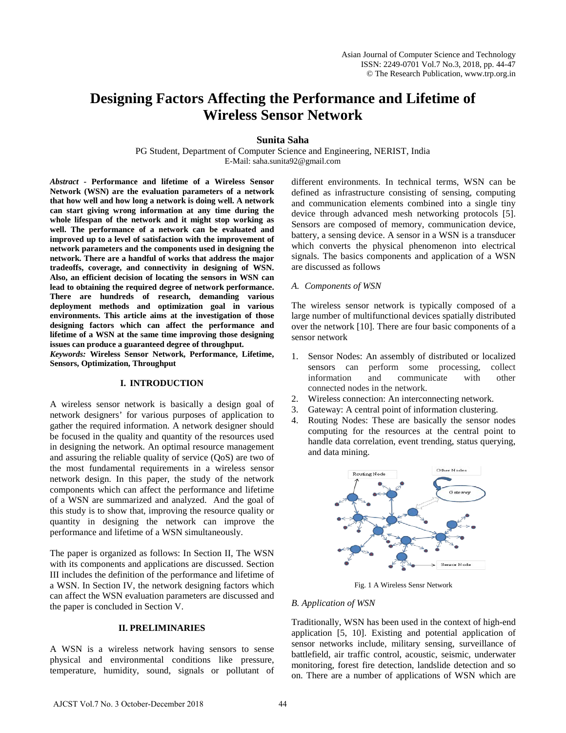# Designing Factors Affecting the Performance and Lifetime of Wireless Sensor Network

**Sunita Saha**

PG Student, Department of Computer Science and Engineering, NERIST, India
E-Mail: saha.sunita92@gmail.com

***Abstract*** - **Performance and lifetime of a Wireless Sensor Network (WSN) are the evaluation parameters of a network that how well and how long a network is doing well. A network can start giving wrong information at any time during the whole lifespan of the network and it might stop working as well. The performance of a network can be evaluated and improved up to a level of satisfaction with the improvement of network parameters and the components used in designing the network. There are a handful of works that address the major tradeoffs, coverage, and connectivity in designing of WSN. Also, an efficient decision of locating the sensors in WSN can lead to obtaining the required degree of network performance. There are hundreds of research, demanding various deployment methods and optimization goal in various environments. This article aims at the investigation of those designing factors which can affect the performance and lifetime of a WSN at the same time improving those designing issues can produce a guaranteed degree of throughput.**

***Keywords:*** **Wireless Sensor Network, Performance, Lifetime, Sensors, Optimization, Throughput**

## I. INTRODUCTION

A wireless sensor network is basically a design goal of network designers' for various purposes of application to gather the required information. A network designer should be focused in the quality and quantity of the resources used in designing the network. An optimal resource management and assuring the reliable quality of service (QoS) are two of the most fundamental requirements in a wireless sensor network design. In this paper, the study of the network components which can affect the performance and lifetime of a WSN are summarized and analyzed. And the goal of this study is to show that, improving the resource quality or quantity in designing the network can improve the performance and lifetime of a WSN simultaneously.

The paper is organized as follows: In Section II, The WSN with its components and applications are discussed. Section III includes the definition of the performance and lifetime of a WSN. In Section IV, the network designing factors which can affect the WSN evaluation parameters are discussed and the paper is concluded in Section V.

## II. PRELIMINARIES

A WSN is a wireless network having sensors to sense physical and environmental conditions like pressure, temperature, humidity, sound, signals or pollutant of different environments. In technical terms, WSN can be defined as infrastructure consisting of sensing, computing and communication elements combined into a single tiny device through advanced mesh networking protocols [5]. Sensors are composed of memory, communication device, battery, a sensing device. A sensor in a WSN is a transducer which converts the physical phenomenon into electrical signals. The basics components and application of a WSN are discussed as follows

### *A. Components of WSN*

The wireless sensor network is typically composed of a large number of multifunctional devices spatially distributed over the network [10]. There are four basic components of a sensor network

1. Sensor Nodes: An assembly of distributed or localized sensors can perform some processing, collect information and communicate with other connected nodes in the network.
2. Wireless connection: An interconnecting network.
3. Gateway: A central point of information clustering.
4. Routing Nodes: These are basically the sensor nodes computing for the resources at the central point to handle data correlation, event trending, status querying, and data mining.

Fig. 1 A Wireless Sensr Network

### *B. Application of WSN*

Traditionally, WSN has been used in the context of high-end application [5, 10]. Existing and potential application of sensor networks include, military sensing, surveillance of battlefield, air traffic control, acoustic, seismic, underwater monitoring, forest fire detection, landslide detection and so on. There are a number of applications of WSN which are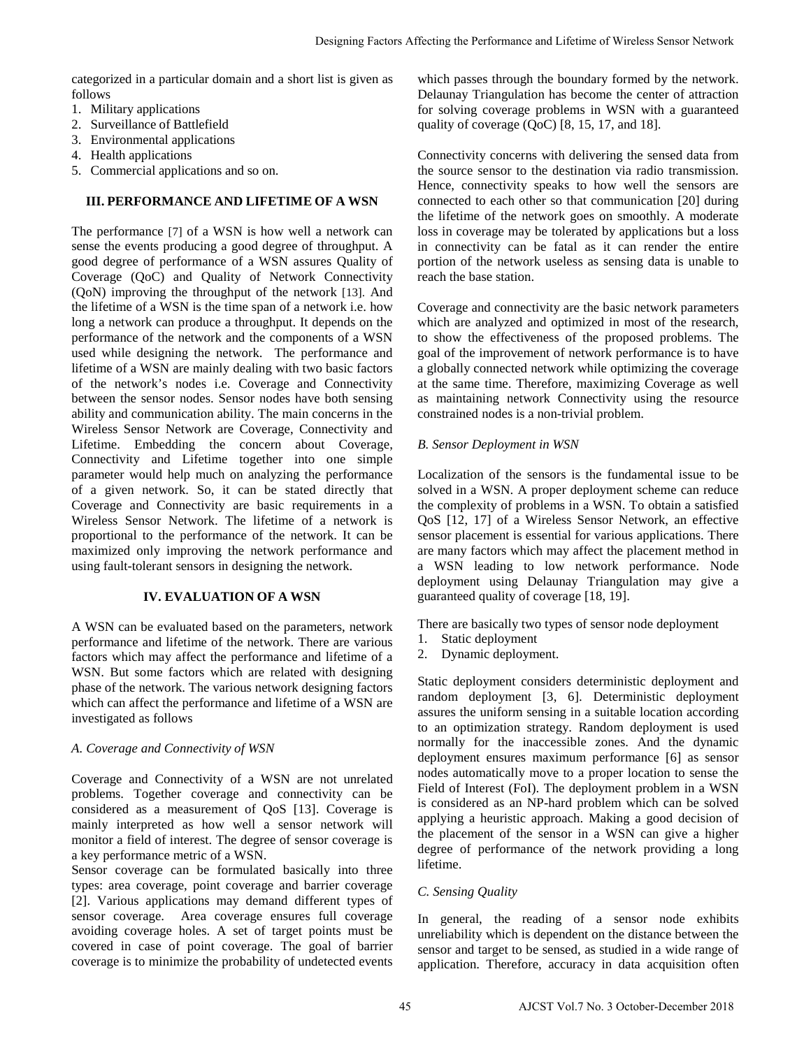categorized in a particular domain and a short list is given as follows

1. Military applications
2. Surveillance of Battlefield
3. Environmental applications
4. Health applications
5. Commercial applications and so on.

## III. PERFORMANCE AND LIFETIME OF A WSN

The performance [7] of a WSN is how well a network can sense the events producing a good degree of throughput. A good degree of performance of a WSN assures Quality of Coverage (QoC) and Quality of Network Connectivity (QoN) improving the throughput of the network [13]. And the lifetime of a WSN is the time span of a network i.e. how long a network can produce a throughput. It depends on the performance of the network and the components of a WSN used while designing the network. The performance and lifetime of a WSN are mainly dealing with two basic factors of the network's nodes i.e. Coverage and Connectivity between the sensor nodes. Sensor nodes have both sensing ability and communication ability. The main concerns in the Wireless Sensor Network are Coverage, Connectivity and Lifetime. Embedding the concern about Coverage, Connectivity and Lifetime together into one simple parameter would help much on analyzing the performance of a given network. So, it can be stated directly that Coverage and Connectivity are basic requirements in a Wireless Sensor Network. The lifetime of a network is proportional to the performance of the network. It can be maximized only improving the network performance and using fault-tolerant sensors in designing the network.

## IV. EVALUATION OF A WSN

A WSN can be evaluated based on the parameters, network performance and lifetime of the network. There are various factors which may affect the performance and lifetime of a WSN. But some factors which are related with designing phase of the network. The various network designing factors which can affect the performance and lifetime of a WSN are investigated as follows

### *A. Coverage and Connectivity of WSN*

Coverage and Connectivity of a WSN are not unrelated problems. Together coverage and connectivity can be considered as a measurement of QoS [13]. Coverage is mainly interpreted as how well a sensor network will monitor a field of interest. The degree of sensor coverage is a key performance metric of a WSN.

Sensor coverage can be formulated basically into three types: area coverage, point coverage and barrier coverage [2]. Various applications may demand different types of sensor coverage. Area coverage ensures full coverage avoiding coverage holes. A set of target points must be covered in case of point coverage. The goal of barrier coverage is to minimize the probability of undetected events which passes through the boundary formed by the network. Delaunay Triangulation has become the center of attraction for solving coverage problems in WSN with a guaranteed quality of coverage (QoC) [8, 15, 17, and 18].

Connectivity concerns with delivering the sensed data from the source sensor to the destination via radio transmission. Hence, connectivity speaks to how well the sensors are connected to each other so that communication [20] during the lifetime of the network goes on smoothly. A moderate loss in coverage may be tolerated by applications but a loss in connectivity can be fatal as it can render the entire portion of the network useless as sensing data is unable to reach the base station.

Coverage and connectivity are the basic network parameters which are analyzed and optimized in most of the research, to show the effectiveness of the proposed problems. The goal of the improvement of network performance is to have a globally connected network while optimizing the coverage at the same time. Therefore, maximizing Coverage as well as maintaining network Connectivity using the resource constrained nodes is a non-trivial problem.

### *B. Sensor Deployment in WSN*

Localization of the sensors is the fundamental issue to be solved in a WSN. A proper deployment scheme can reduce the complexity of problems in a WSN. To obtain a satisfied QoS [12, 17] of a Wireless Sensor Network, an effective sensor placement is essential for various applications. There are many factors which may affect the placement method in a WSN leading to low network performance. Node deployment using Delaunay Triangulation may give a guaranteed quality of coverage [18, 19].

There are basically two types of sensor node deployment

1. Static deployment
2. Dynamic deployment.

Static deployment considers deterministic deployment and random deployment [3, 6]. Deterministic deployment assures the uniform sensing in a suitable location according to an optimization strategy. Random deployment is used normally for the inaccessible zones. And the dynamic deployment ensures maximum performance [6] as sensor nodes automatically move to a proper location to sense the Field of Interest (FoI). The deployment problem in a WSN is considered as an NP-hard problem which can be solved applying a heuristic approach. Making a good decision of the placement of the sensor in a WSN can give a higher degree of performance of the network providing a long lifetime.

### *C. Sensing Quality*

In general, the reading of a sensor node exhibits unreliability which is dependent on the distance between the sensor and target to be sensed, as studied in a wide range of application. Therefore, accuracy in data acquisition often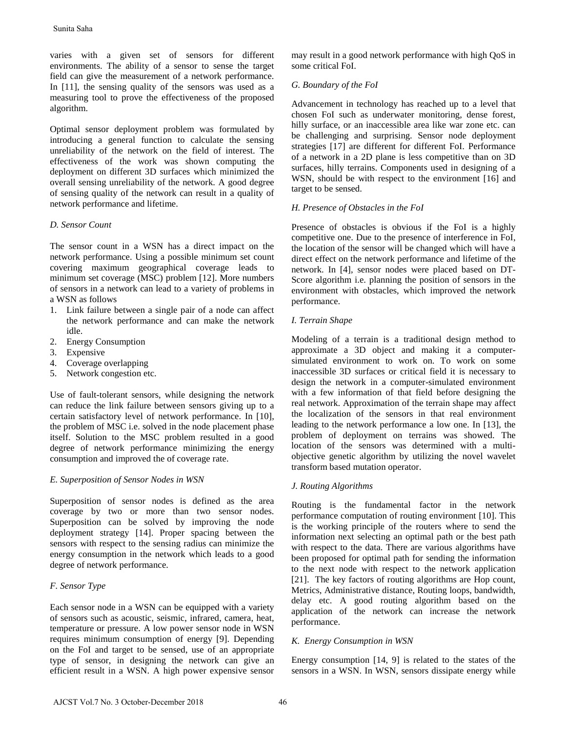varies with a given set of sensors for different environments. The ability of a sensor to sense the target field can give the measurement of a network performance. In [11], the sensing quality of the sensors was used as a measuring tool to prove the effectiveness of the proposed algorithm.

Optimal sensor deployment problem was formulated by introducing a general function to calculate the sensing unreliability of the network on the field of interest. The effectiveness of the work was shown computing the deployment on different 3D surfaces which minimized the overall sensing unreliability of the network. A good degree of sensing quality of the network can result in a quality of network performance and lifetime.

### *D. Sensor Count*

The sensor count in a WSN has a direct impact on the network performance. Using a possible minimum set count covering maximum geographical coverage leads to minimum set coverage (MSC) problem [12]. More numbers of sensors in a network can lead to a variety of problems in a WSN as follows

1. Link failure between a single pair of a node can affect the network performance and can make the network idle.
2. Energy Consumption
3. Expensive
4. Coverage overlapping
5. Network congestion etc.

Use of fault-tolerant sensors, while designing the network can reduce the link failure between sensors giving up to a certain satisfactory level of network performance. In [10], the problem of MSC i.e. solved in the node placement phase itself. Solution to the MSC problem resulted in a good degree of network performance minimizing the energy consumption and improved the of coverage rate.

### *E. Superposition of Sensor Nodes in WSN*

Superposition of sensor nodes is defined as the area coverage by two or more than two sensor nodes. Superposition can be solved by improving the node deployment strategy [14]. Proper spacing between the sensors with respect to the sensing radius can minimize the energy consumption in the network which leads to a good degree of network performance.

### *F. Sensor Type*

Each sensor node in a WSN can be equipped with a variety of sensors such as acoustic, seismic, infrared, camera, heat, temperature or pressure. A low power sensor node in WSN requires minimum consumption of energy [9]. Depending on the FoI and target to be sensed, use of an appropriate type of sensor, in designing the network can give an efficient result in a WSN. A high power expensive sensor may result in a good network performance with high QoS in some critical FoI.

### *G. Boundary of the FoI*

Advancement in technology has reached up to a level that chosen FoI such as underwater monitoring, dense forest, hilly surface, or an inaccessible area like war zone etc. can be challenging and surprising. Sensor node deployment strategies [17] are different for different FoI. Performance of a network in a 2D plane is less competitive than on 3D surfaces, hilly terrains. Components used in designing of a WSN, should be with respect to the environment [16] and target to be sensed.

### *H. Presence of Obstacles in the FoI*

Presence of obstacles is obvious if the FoI is a highly competitive one. Due to the presence of interference in FoI, the location of the sensor will be changed which will have a direct effect on the network performance and lifetime of the network. In [4], sensor nodes were placed based on DT-Score algorithm i.e. planning the position of sensors in the environment with obstacles, which improved the network performance.

### *I. Terrain Shape*

Modeling of a terrain is a traditional design method to approximate a 3D object and making it a computer-simulated environment to work on. To work on some inaccessible 3D surfaces or critical field it is necessary to design the network in a computer-simulated environment with a few information of that field before designing the real network. Approximation of the terrain shape may affect the localization of the sensors in that real environment leading to the network performance a low one. In [13], the problem of deployment on terrains was showed. The location of the sensors was determined with a multi-objective genetic algorithm by utilizing the novel wavelet transform based mutation operator.

### *J. Routing Algorithms*

Routing is the fundamental factor in the network performance computation of routing environment [10]. This is the working principle of the routers where to send the information next selecting an optimal path or the best path with respect to the data. There are various algorithms have been proposed for optimal path for sending the information to the next node with respect to the network application [21]. The key factors of routing algorithms are Hop count, Metrics, Administrative distance, Routing loops, bandwidth, delay etc. A good routing algorithm based on the application of the network can increase the network performance.

### *K. Energy Consumption in WSN*

Energy consumption [14, 9] is related to the states of the sensors in a WSN. In WSN, sensors dissipate energy while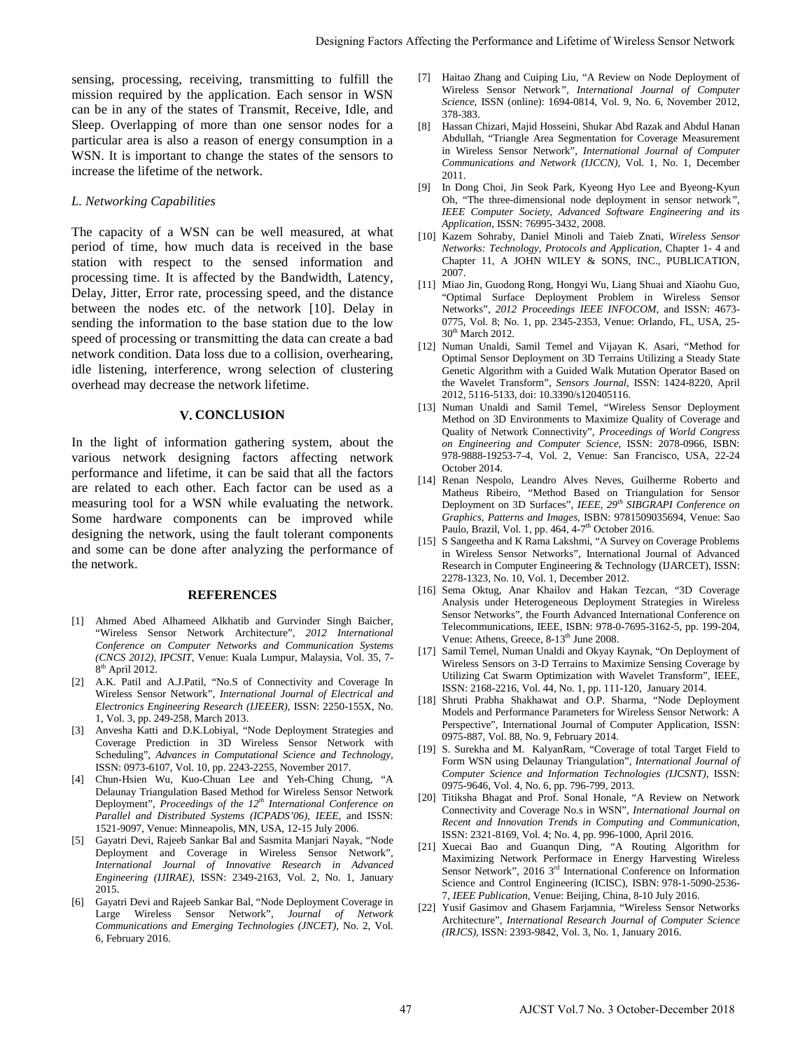sensing, processing, receiving, transmitting to fulfill the mission required by the application. Each sensor in WSN can be in any of the states of Transmit, Receive, Idle, and Sleep. Overlapping of more than one sensor nodes for a particular area is also a reason of energy consumption in a WSN. It is important to change the states of the sensors to increase the lifetime of the network.

### *L. Networking Capabilities*

The capacity of a WSN can be well measured, at what period of time, how much data is received in the base station with respect to the sensed information and processing time. It is affected by the Bandwidth, Latency, Delay, Jitter, Error rate, processing speed, and the distance between the nodes etc. of the network [10]. Delay in sending the information to the base station due to the low speed of processing or transmitting the data can create a bad network condition. Data loss due to a collision, overhearing, idle listening, interference, wrong selection of clustering overhead may decrease the network lifetime.

## V. CONCLUSION

In the light of information gathering system, about the various network designing factors affecting network performance and lifetime, it can be said that all the factors are related to each other. Each factor can be used as a measuring tool for a WSN while evaluating the network. Some hardware components can be improved while designing the network, using the fault tolerant components and some can be done after analyzing the performance of the network.

## REFERENCES

[1] Ahmed Abed Alhameed Alkhatib and Gurvinder Singh Baicher, "Wireless Sensor Network Architecture", *2012 International Conference on Computer Networks and Communication Systems (CNCS 2012), IPCSIT*, Venue: Kuala Lumpur, Malaysia, Vol. 35, 7-8th April 2012.

[2] A.K. Patil and A.J.Patil, "No.S of Connectivity and Coverage In Wireless Sensor Network", *International Journal of Electrical and Electronics Engineering Research (IJEEER)*, ISSN: 2250-155X, No. 1, Vol. 3, pp. 249-258, March 2013.

[3] Anvesha Katti and D.K.Lobiyal, "Node Deployment Strategies and Coverage Prediction in 3D Wireless Sensor Network with Scheduling", *Advances in Computational Science and Technology*, ISSN: 0973-6107, Vol. 10, pp. 2243-2255, November 2017.

[4] Chun-Hsien Wu, Kuo-Chuan Lee and Yeh-Ching Chung, "A Delaunay Triangulation Based Method for Wireless Sensor Network Deployment", *Proceedings of the 12th International Conference on Parallel and Distributed Systems (ICPADS'06), IEEE*, and ISSN: 1521-9097, Venue: Minneapolis, MN, USA, 12-15 July 2006.

[5] Gayatri Devi, Rajeeb Sankar Bal and Sasmita Manjari Nayak, "Node Deployment and Coverage in Wireless Sensor Network", *International Journal of Innovative Research in Advanced Engineering (IJIRAE)*, ISSN: 2349-2163, Vol. 2, No. 1, January 2015.

[6] Gayatri Devi and Rajeeb Sankar Bal, "Node Deployment Coverage in Large Wireless Sensor Network", *Journal of Network Communications and Emerging Technologies (JNCET)*, No. 2, Vol. 6, February 2016.

[7] Haitao Zhang and Cuiping Liu, "A Review on Node Deployment of Wireless Sensor Network", *International Journal of Computer Science*, ISSN (online): 1694-0814, Vol. 9, No. 6, November 2012, 378-383.

[8] Hassan Chizari, Majid Hosseini, Shukar Abd Razak and Abdul Hanan Abdullah, "Triangle Area Segmentation for Coverage Measurement in Wireless Sensor Network", *International Journal of Computer Communications and Network (IJCCN)*, Vol. 1, No. 1, December 2011.

[9] In Dong Choi, Jin Seok Park, Kyeong Hyo Lee and Byeong-Kyun Oh, "The three-dimensional node deployment in sensor network", *IEEE Computer Society, Advanced Software Engineering and its Application*, ISSN: 76995-3432, 2008.

[10] Kazem Sohraby, Daniel Minoli and Taieb Znati, *Wireless Sensor Networks: Technology, Protocols and Application*, Chapter 1- 4 and Chapter 11, A JOHN WILEY & SONS, INC., PUBLICATION, 2007.

[11] Miao Jin, Guodong Rong, Hongyi Wu, Liang Shuai and Xiaohu Guo, "Optimal Surface Deployment Problem in Wireless Sensor Networks", *2012 Proceedings IEEE INFOCOM*, and ISSN: 4673-0775, Vol. 8; No. 1, pp. 2345-2353, Venue: Orlando, FL, USA, 25-30th March 2012.

[12] Numan Unaldi, Samil Temel and Vijayan K. Asari, "Method for Optimal Sensor Deployment on 3D Terrains Utilizing a Steady State Genetic Algorithm with a Guided Walk Mutation Operator Based on the Wavelet Transform", *Sensors Journal*, ISSN: 1424-8220, April 2012, 5116-5133, doi: 10.3390/s120405116.

[13] Numan Unaldi and Samil Temel, "Wireless Sensor Deployment Method on 3D Environments to Maximize Quality of Coverage and Quality of Network Connectivity", *Proceedings of World Congress on Engineering and Computer Science*, ISSN: 2078-0966, ISBN: 978-9888-19253-7-4, Vol. 2, Venue: San Francisco, USA, 22-24 October 2014.

[14] Renan Nespolo, Leandro Alves Neves, Guilherme Roberto and Matheus Ribeiro, "Method Based on Triangulation for Sensor Deployment on 3D Surfaces", *IEEE, 29th SIBGRAPI Conference on Graphics, Patterns and Images*, ISBN: 9781509035694, Venue: Sao Paulo, Brazil, Vol. 1, pp. 464, 4-7th October 2016.

[15] S Sangeetha and K Rama Lakshmi, "A Survey on Coverage Problems in Wireless Sensor Networks", International Journal of Advanced Research in Computer Engineering & Technology (IJARCET), ISSN: 2278-1323, No. 10, Vol. 1, December 2012.

[16] Sema Oktug, Anar Khailov and Hakan Tezcan, "3D Coverage Analysis under Heterogeneous Deployment Strategies in Wireless Sensor Networks", the Fourth Advanced International Conference on Telecommunications, IEEE, ISBN: 978-0-7695-3162-5, pp. 199-204, Venue: Athens, Greece, 8-13th June 2008.

[17] Samil Temel, Numan Unaldi and Okyay Kaynak, "On Deployment of Wireless Sensors on 3-D Terrains to Maximize Sensing Coverage by Utilizing Cat Swarm Optimization with Wavelet Transform", IEEE, ISSN: 2168-2216, Vol. 44, No. 1, pp. 111-120, January 2014.

[18] Shruti Prabha Shakhawat and O.P. Sharma, "Node Deployment Models and Performance Parameters for Wireless Sensor Network: A Perspective", International Journal of Computer Application, ISSN: 0975-887, Vol. 88, No. 9, February 2014.

[19] S. Surekha and M. KalyanRam, "Coverage of total Target Field to Form WSN using Delaunay Triangulation", *International Journal of Computer Science and Information Technologies (IJCSNT)*, ISSN: 0975-9646, Vol. 4, No. 6, pp. 796-799, 2013.

[20] Titiksha Bhagat and Prof. Sonal Honale, "A Review on Network Connectivity and Coverage No.s in WSN", *International Journal on Recent and Innovation Trends in Computing and Communication*, ISSN: 2321-8169, Vol. 4; No. 4, pp. 996-1000, April 2016.

[21] Xuecai Bao and Guanqun Ding, "A Routing Algorithm for Maximizing Network Performace in Energy Harvesting Wireless Sensor Network", 2016 3rd International Conference on Information Science and Control Engineering (ICISC), ISBN: 978-1-5090-2536-7, *IEEE Publication*, Venue: Beijing, China, 8-10 July 2016.

[22] Yusif Gasimov and Ghasem Farjamnia, "Wireless Sensor Networks Architecture", *International Research Journal of Computer Science (IRJCS)*, ISSN: 2393-9842, Vol. 3, No. 1, January 2016.